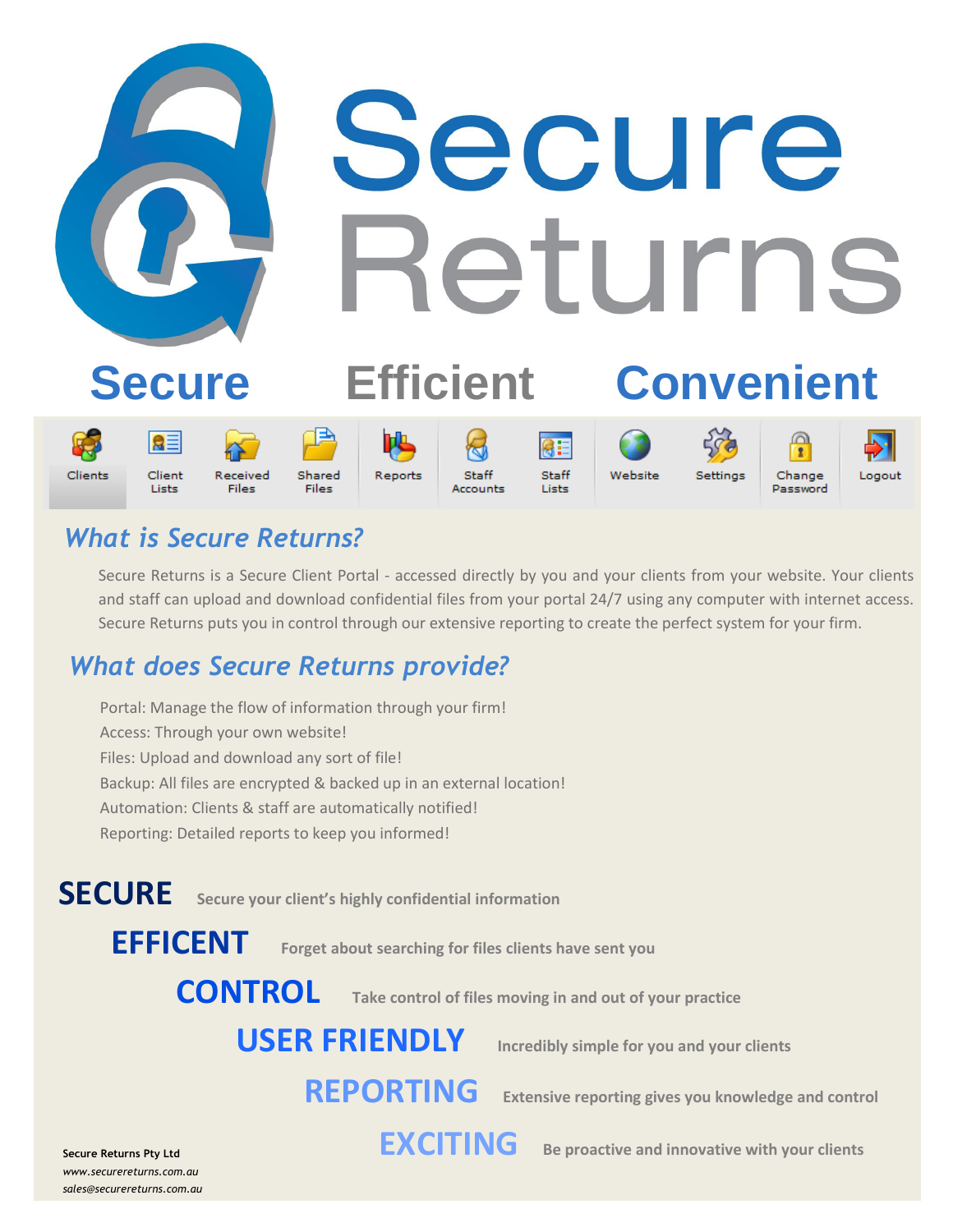# Secure Returns

**Secure** **Efficient** **Convenient**

Clients | Client Lists | Received Files | Shared Files | Reports | Staff Accounts | Staff Lists | Website | Settings | Change Password | Logout

## *What is Secure Returns?*

Secure Returns is a Secure Client Portal - accessed directly by you and your clients from your website. Your clients and staff can upload and download confidential files from your portal 24/7 using any computer with internet access. Secure Returns puts you in control through our extensive reporting to create the perfect system for your firm.

## *What does Secure Returns provide?*

Portal: Manage the flow of information through your firm!
Access: Through your own website!
Files: Upload and download any sort of file!
Backup: All files are encrypted & backed up in an external location!
Automation: Clients & staff are automatically notified!
Reporting: Detailed reports to keep you informed!

**SECURE** Secure your client's highly confidential information

**EFFICENT** Forget about searching for files clients have sent you

**CONTROL** Take control of files moving in and out of your practice

**USER FRIENDLY** Incredibly simple for you and your clients

**REPORTING** Extensive reporting gives you knowledge and control

**EXCITING** Be proactive and innovative with your clients

**Secure Returns Pty Ltd**
*www.securereturns.com.au*
*sales@securereturns.com.au*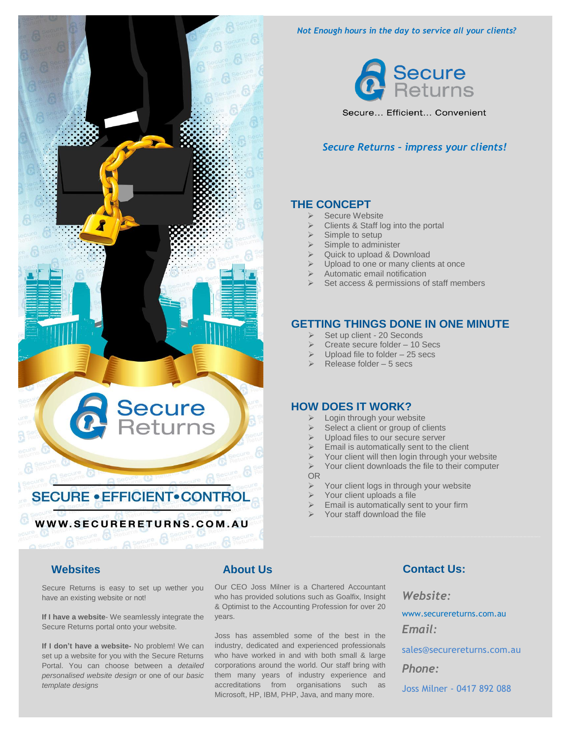Secure Returns

SECURE • EFFICIENT • CONTROL

WWW.SECURERETURNS.COM.AU

*Not Enough hours in the day to service all your clients?*

Secure Returns

Secure... Efficient... Convenient

*Secure Returns – impress your clients!*

## THE CONCEPT

- Secure Website
- Clients & Staff log into the portal
- Simple to setup
- Simple to administer
- Quick to upload & Download
- Upload to one or many clients at once
- Automatic email notification
- Set access & permissions of staff members

## GETTING THINGS DONE IN ONE MINUTE

- Set up client - 20 Seconds
- Create secure folder – 10 Secs
- Upload file to folder – 25 secs
- Release folder – 5 secs

## HOW DOES IT WORK?

- Login through your website
- Select a client or group of clients
- Upload files to our secure server
- Email is automatically sent to the client
- Your client will then login through your website
- Your client downloads the file to their computer

OR

- Your client logs in through your website
- Your client uploads a file
- Email is automatically sent to your firm
- Your staff download the file

## Websites

Secure Returns is easy to set up wether you have an existing website or not!

**If I have a website**- We seamlessly integrate the Secure Returns portal onto your website.

**If I don't have a website-** No problem! We can set up a website for you with the Secure Returns Portal. You can choose between a *detailed personalised website design* or one of our *basic template designs*

## About Us

Our CEO Joss Milner is a Chartered Accountant who has provided solutions such as Goalfix, Insight & Optimist to the Accounting Profession for over 20 years.

Joss has assembled some of the best in the industry, dedicated and experienced professionals who have worked in and with both small & large corporations around the world. Our staff bring with them many years of industry experience and accreditations from organisations such as Microsoft, HP, IBM, PHP, Java, and many more.

## Contact Us:

***Website:***

www.securereturns.com.au

***Email:***

sales@securereturns.com.au

***Phone:***

Joss Milner - 0417 892 088